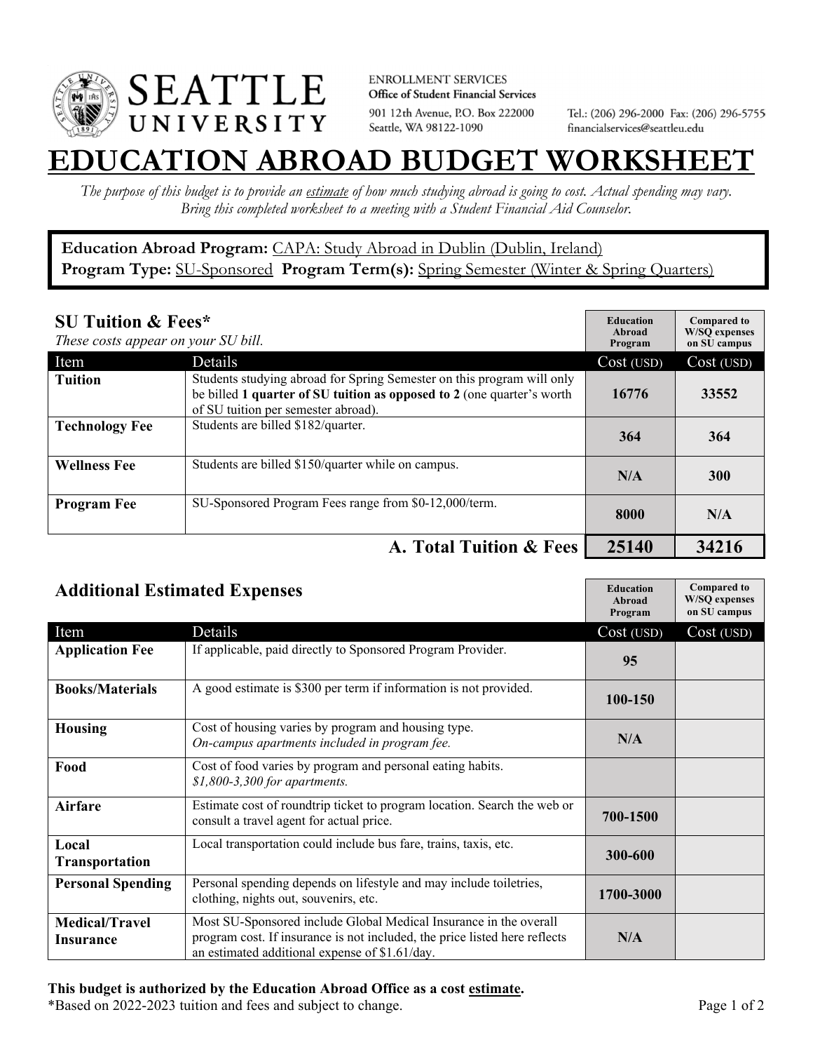SEATTLE UNIVERSITY

ENROLLMENT SERVICES
**Office of Student Financial Services**
901 12th Avenue, P.O. Box 222000
Seattle, WA 98122-1090

Tel.: (206) 296-2000 Fax: (206) 296-5755
financialservices@seattleu.edu

# EDUCATION ABROAD BUDGET WORKSHEET

*The purpose of this budget is to provide an estimate of how much studying abroad is going to cost. Actual spending may vary. Bring this completed worksheet to a meeting with a Student Financial Aid Counselor.*

**Education Abroad Program:** CAPA: Study Abroad in Dublin (Dublin, Ireland)
**Program Type:** SU-Sponsored **Program Term(s):** Spring Semester (Winter & Spring Quarters)

## SU Tuition & Fees*

*These costs appear on your SU bill.*

| | | Education Abroad Program | Compared to W/SQ expenses on SU campus |
|---|---|---|---|
| Item | Details | Cost (USD) | Cost (USD) |
| **Tuition** | Students studying abroad for Spring Semester on this program will only be billed **1 quarter of SU tuition as opposed to 2** (one quarter's worth of SU tuition per semester abroad). | 16776 | 33552 |
| **Technology Fee** | Students are billed $182/quarter. | 364 | 364 |
| **Wellness Fee** | Students are billed $150/quarter while on campus. | N/A | 300 |
| **Program Fee** | SU-Sponsored Program Fees range from $0-12,000/term. | 8000 | N/A |
| | **A. Total Tuition & Fees** | **25140** | **34216** |

## Additional Estimated Expenses

| | | Education Abroad Program | Compared to W/SQ expenses on SU campus |
|---|---|---|---|
| Item | Details | Cost (USD) | Cost (USD) |
| **Application Fee** | If applicable, paid directly to Sponsored Program Provider. | 95 | |
| **Books/Materials** | A good estimate is $300 per term if information is not provided. | 100-150 | |
| **Housing** | Cost of housing varies by program and housing type. *On-campus apartments included in program fee.* | N/A | |
| **Food** | Cost of food varies by program and personal eating habits. *$1,800-3,300 for apartments.* | | |
| **Airfare** | Estimate cost of roundtrip ticket to program location. Search the web or consult a travel agent for actual price. | 700-1500 | |
| **Local Transportation** | Local transportation could include bus fare, trains, taxis, etc. | 300-600 | |
| **Personal Spending** | Personal spending depends on lifestyle and may include toiletries, clothing, nights out, souvenirs, etc. | 1700-3000 | |
| **Medical/Travel Insurance** | Most SU-Sponsored include Global Medical Insurance in the overall program cost. If insurance is not included, the price listed here reflects an estimated additional expense of $1.61/day. | N/A | |

**This budget is authorized by the Education Abroad Office as a cost estimate.**
*Based on 2022-2023 tuition and fees and subject to change.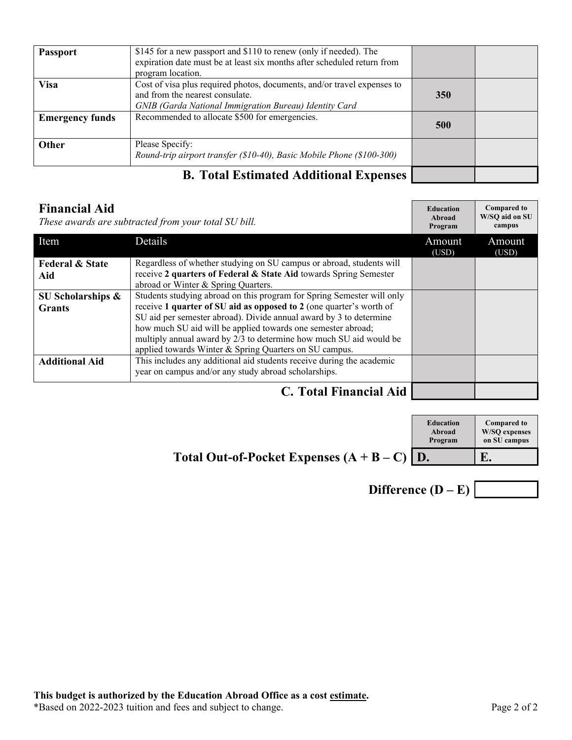| | | | |
|---|---|---|---|
| **Passport** | $145 for a new passport and $110 to renew (only if needed). The expiration date must be at least six months after scheduled return from program location. | | |
| **Visa** | Cost of visa plus required photos, documents, and/or travel expenses to and from the nearest consulate. *GNIB (Garda National Immigration Bureau) Identity Card* | **350** | |
| **Emergency funds** | Recommended to allocate $500 for emergencies. | **500** | |
| **Other** | Please Specify: *Round-trip airport transfer ($10-40), Basic Mobile Phone ($100-300)* | | |
| | **B. Total Estimated Additional Expenses** | | |

## Financial Aid

*These awards are subtracted from your total SU bill.*

| | | Education Abroad Program | Compared to W/SQ aid on SU campus |
|---|---|---|---|
| Item | Details | Amount (USD) | Amount (USD) |
| **Federal & State Aid** | Regardless of whether studying on SU campus or abroad, students will receive **2 quarters of Federal & State Aid** towards Spring Semester abroad or Winter & Spring Quarters. | | |
| **SU Scholarships & Grants** | Students studying abroad on this program for Spring Semester will only receive **1 quarter of SU aid as opposed to 2** (one quarter's worth of SU aid per semester abroad). Divide annual award by 3 to determine how much SU aid will be applied towards one semester abroad; multiply annual award by 2/3 to determine how much SU aid would be applied towards Winter & Spring Quarters on SU campus. | | |
| **Additional Aid** | This includes any additional aid students receive during the academic year on campus and/or any study abroad scholarships. | | |
| | **C. Total Financial Aid** | | |

| | Education Abroad Program | Compared to W/SQ expenses on SU campus |
|---|---|---|
| **Total Out-of-Pocket Expenses (A + B – C)** | **D.** | **E.** |

**Difference (D – E)**

**This budget is authorized by the Education Abroad Office as a cost estimate.**

*Based on 2022-2023 tuition and fees and subject to change.